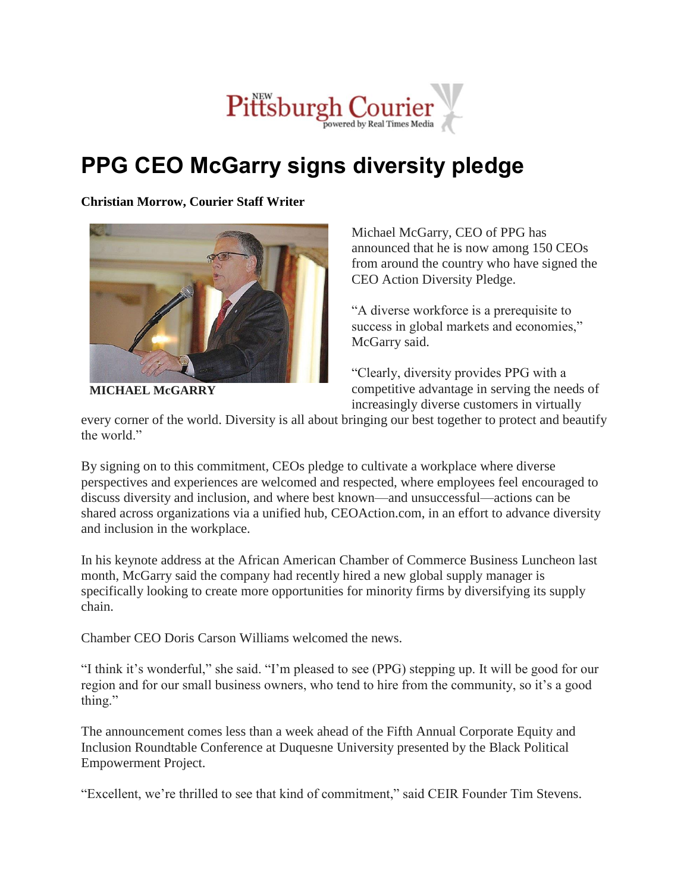New Pittsburgh Courier
powered by Real Times Media

# PPG CEO McGarry signs diversity pledge

**Christian Morrow, Courier Staff Writer**

**MICHAEL McGARRY**

Michael McGarry, CEO of PPG has announced that he is now among 150 CEOs from around the country who have signed the CEO Action Diversity Pledge.

"A diverse workforce is a prerequisite to success in global markets and economies," McGarry said.

"Clearly, diversity provides PPG with a competitive advantage in serving the needs of increasingly diverse customers in virtually every corner of the world. Diversity is all about bringing our best together to protect and beautify the world."

By signing on to this commitment, CEOs pledge to cultivate a workplace where diverse perspectives and experiences are welcomed and respected, where employees feel encouraged to discuss diversity and inclusion, and where best known—and unsuccessful—actions can be shared across organizations via a unified hub, CEOAction.com, in an effort to advance diversity and inclusion in the workplace.

In his keynote address at the African American Chamber of Commerce Business Luncheon last month, McGarry said the company had recently hired a new global supply manager is specifically looking to create more opportunities for minority firms by diversifying its supply chain.

Chamber CEO Doris Carson Williams welcomed the news.

"I think it's wonderful," she said. "I'm pleased to see (PPG) stepping up. It will be good for our region and for our small business owners, who tend to hire from the community, so it's a good thing."

The announcement comes less than a week ahead of the Fifth Annual Corporate Equity and Inclusion Roundtable Conference at Duquesne University presented by the Black Political Empowerment Project.

"Excellent, we're thrilled to see that kind of commitment," said CEIR Founder Tim Stevens.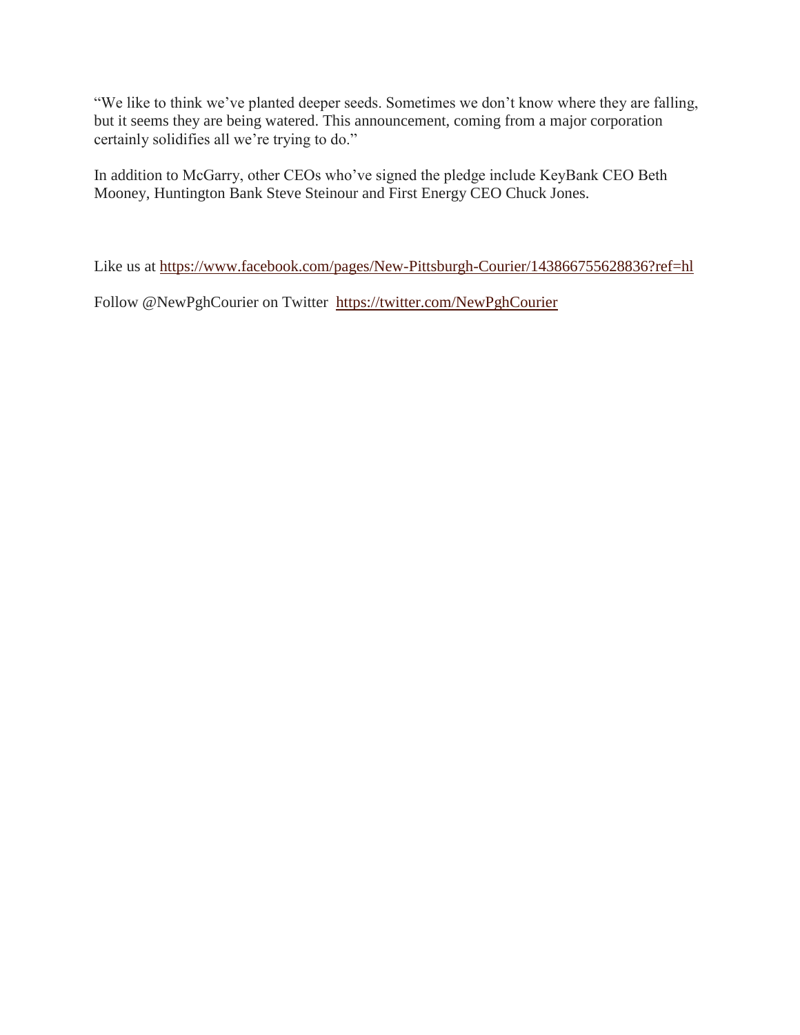"We like to think we've planted deeper seeds. Sometimes we don't know where they are falling, but it seems they are being watered. This announcement, coming from a major corporation certainly solidifies all we're trying to do."

In addition to McGarry, other CEOs who've signed the pledge include KeyBank CEO Beth Mooney, Huntington Bank Steve Steinour and First Energy CEO Chuck Jones.

Like us at https://www.facebook.com/pages/New-Pittsburgh-Courier/143866755628836?ref=hl

Follow @NewPghCourier on Twitter https://twitter.com/NewPghCourier